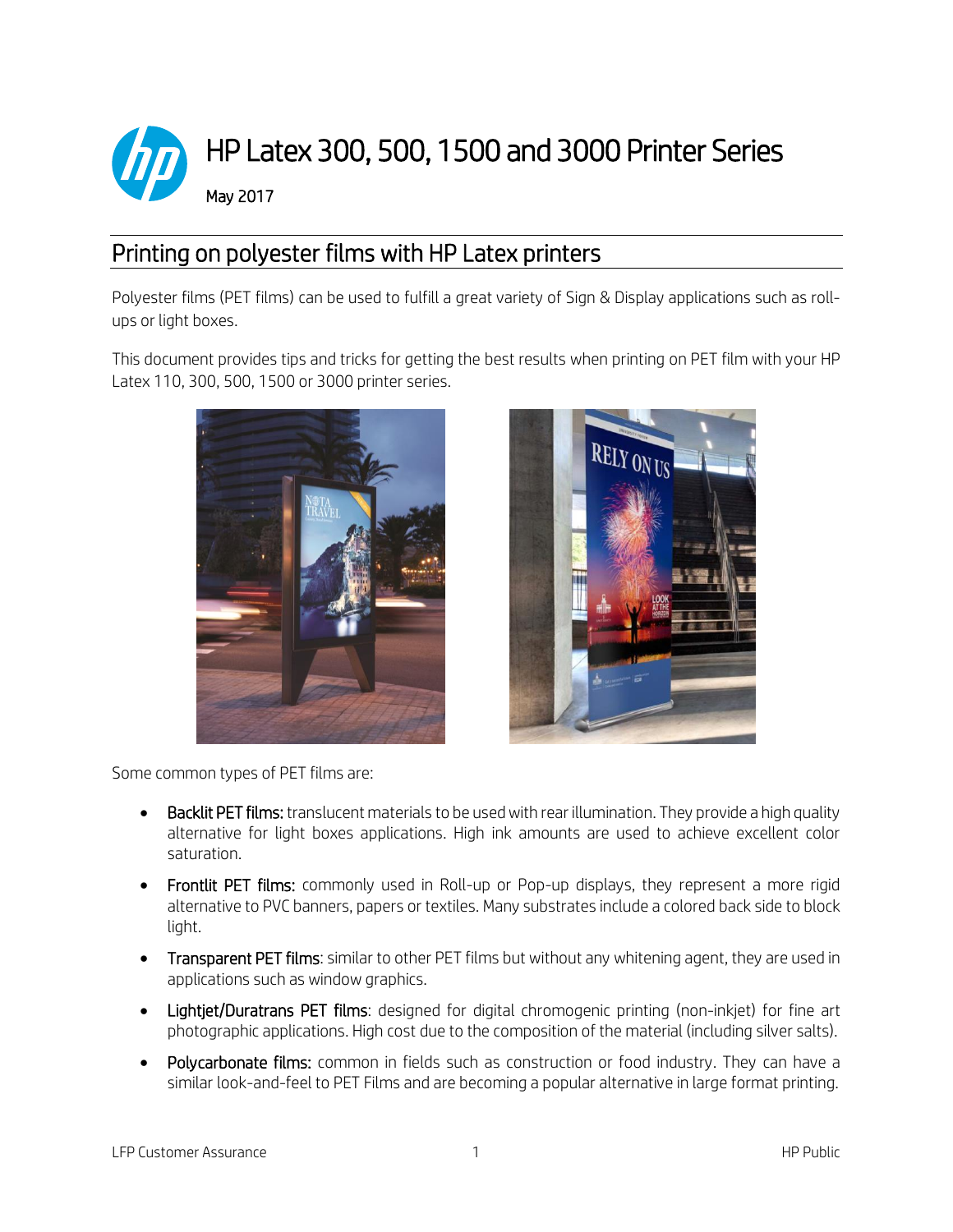# HP Latex 300, 500, 1500 and 3000 Printer Series

May 2017

## Printing on polyester films with HP Latex printers

Polyester films (PET films) can be used to fulfill a great variety of Sign & Display applications such as roll-ups or light boxes.

This document provides tips and tricks for getting the best results when printing on PET film with your HP Latex 110, 300, 500, 1500 or 3000 printer series.

Some common types of PET films are:

- **Backlit PET films:** translucent materials to be used with rear illumination. They provide a high quality alternative for light boxes applications. High ink amounts are used to achieve excellent color saturation.
- **Frontlit PET films:** commonly used in Roll-up or Pop-up displays, they represent a more rigid alternative to PVC banners, papers or textiles. Many substrates include a colored back side to block light.
- **Transparent PET films**: similar to other PET films but without any whitening agent, they are used in applications such as window graphics.
- **Lightjet/Duratrans PET films**: designed for digital chromogenic printing (non-inkjet) for fine art photographic applications. High cost due to the composition of the material (including silver salts).
- **Polycarbonate films:** common in fields such as construction or food industry. They can have a similar look-and-feel to PET Films and are becoming a popular alternative in large format printing.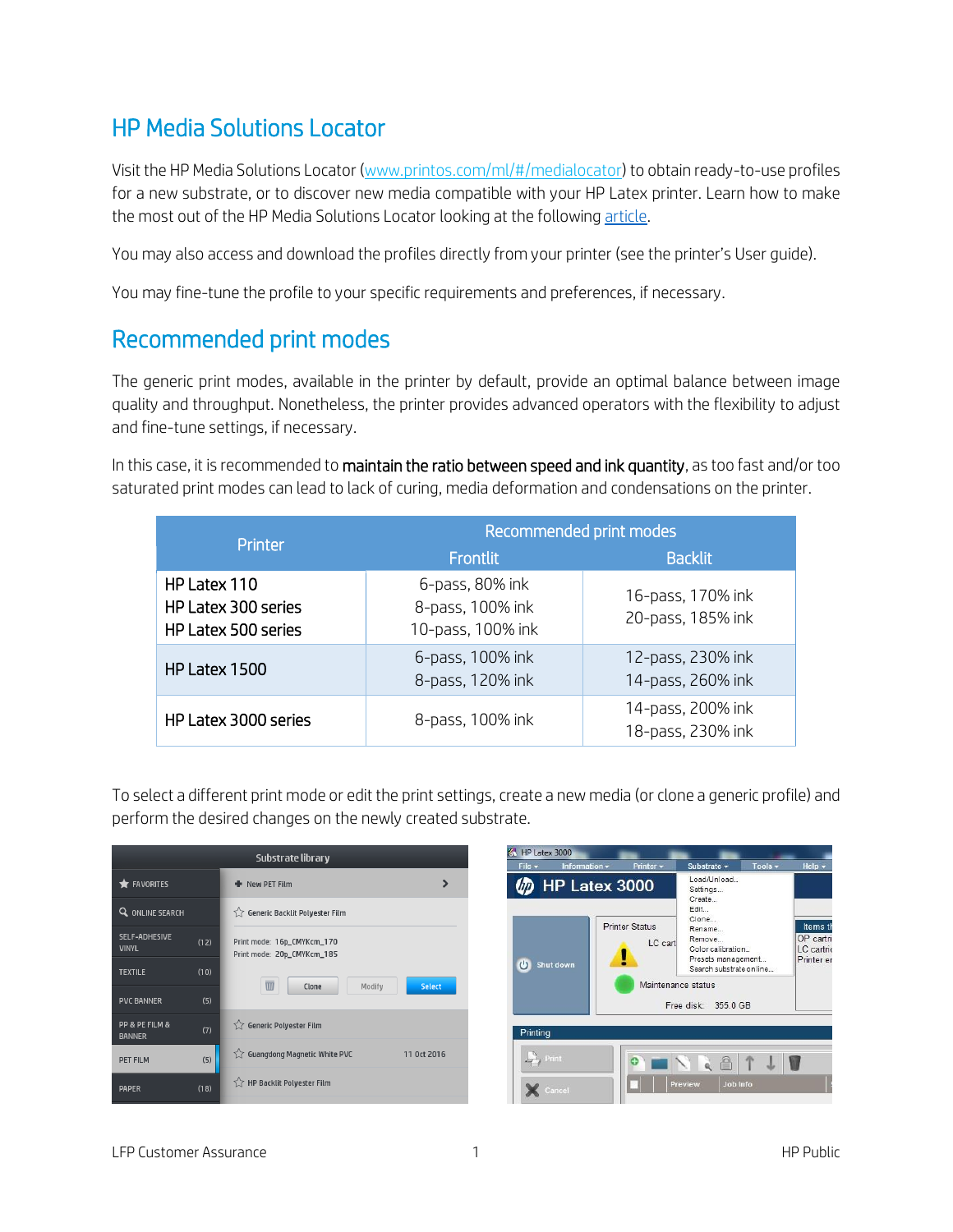## HP Media Solutions Locator

Visit the HP Media Solutions Locator ([www.printos.com/ml/#/medialocator](www.printos.com/ml/#/medialocator)) to obtain ready-to-use profiles for a new substrate, or to discover new media compatible with your HP Latex printer. Learn how to make the most out of the HP Media Solutions Locator looking at the following article.

You may also access and download the profiles directly from your printer (see the printer's User guide).

You may fine-tune the profile to your specific requirements and preferences, if necessary.

## Recommended print modes

The generic print modes, available in the printer by default, provide an optimal balance between image quality and throughput. Nonetheless, the printer provides advanced operators with the flexibility to adjust and fine-tune settings, if necessary.

In this case, it is recommended to **maintain the ratio between speed and ink quantity**, as too fast and/or too saturated print modes can lead to lack of curing, media deformation and condensations on the printer.

| Printer | Recommended print modes | |
|---|---|---|
| | Frontlit | Backlit |
| HP Latex 110<br>HP Latex 300 series<br>HP Latex 500 series | 6-pass, 80% ink<br>8-pass, 100% ink<br>10-pass, 100% ink | 16-pass, 170% ink<br>20-pass, 185% ink |
| HP Latex 1500 | 6-pass, 100% ink<br>8-pass, 120% ink | 12-pass, 230% ink<br>14-pass, 260% ink |
| HP Latex 3000 series | 8-pass, 100% ink | 14-pass, 200% ink<br>18-pass, 230% ink |

To select a different print mode or edit the print settings, create a new media (or clone a generic profile) and perform the desired changes on the newly created substrate.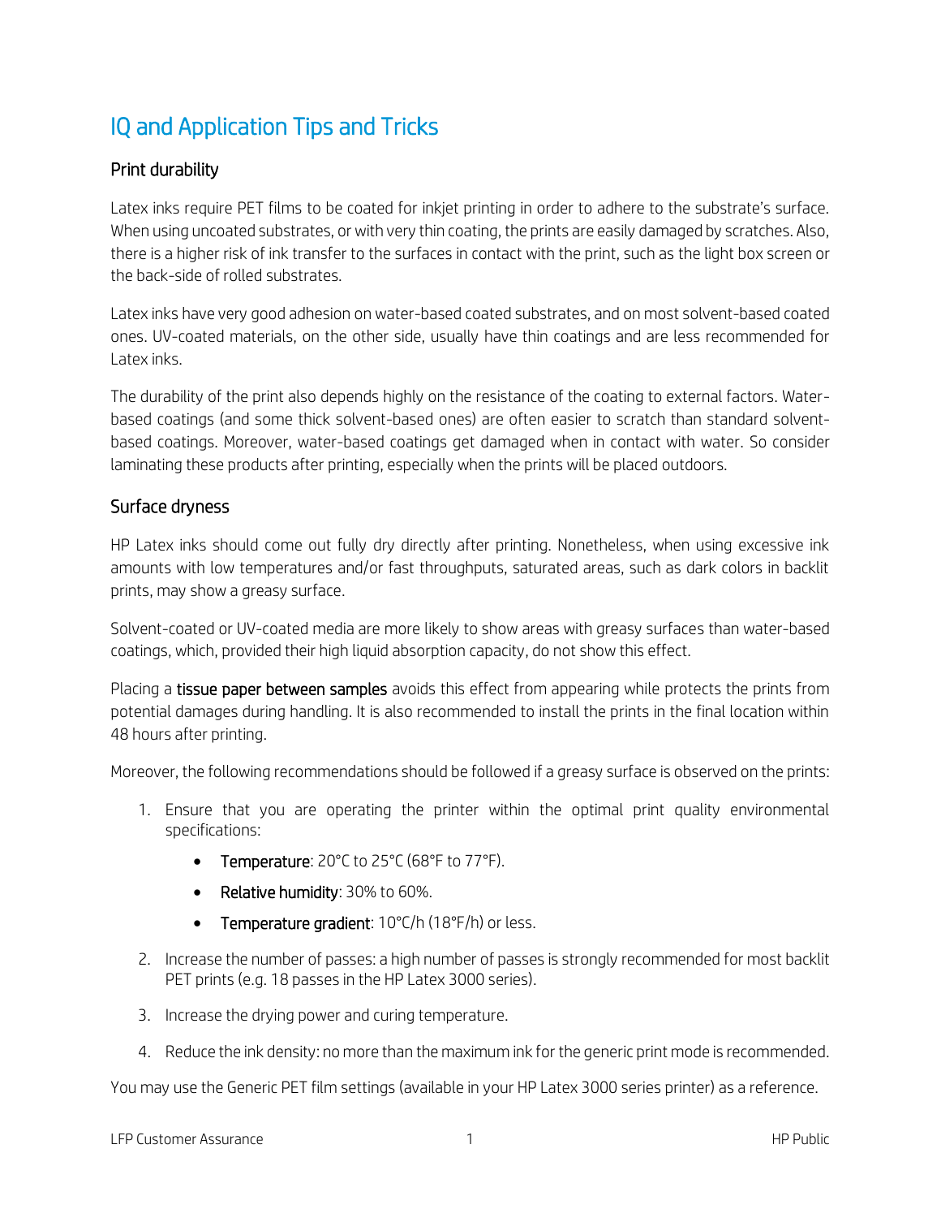# IQ and Application Tips and Tricks

## Print durability

Latex inks require PET films to be coated for inkjet printing in order to adhere to the substrate's surface. When using uncoated substrates, or with very thin coating, the prints are easily damaged by scratches. Also, there is a higher risk of ink transfer to the surfaces in contact with the print, such as the light box screen or the back-side of rolled substrates.

Latex inks have very good adhesion on water-based coated substrates, and on most solvent-based coated ones. UV-coated materials, on the other side, usually have thin coatings and are less recommended for Latex inks.

The durability of the print also depends highly on the resistance of the coating to external factors. Water-based coatings (and some thick solvent-based ones) are often easier to scratch than standard solvent-based coatings. Moreover, water-based coatings get damaged when in contact with water. So consider laminating these products after printing, especially when the prints will be placed outdoors.

## Surface dryness

HP Latex inks should come out fully dry directly after printing. Nonetheless, when using excessive ink amounts with low temperatures and/or fast throughputs, saturated areas, such as dark colors in backlit prints, may show a greasy surface.

Solvent-coated or UV-coated media are more likely to show areas with greasy surfaces than water-based coatings, which, provided their high liquid absorption capacity, do not show this effect.

Placing a **tissue paper between samples** avoids this effect from appearing while protects the prints from potential damages during handling. It is also recommended to install the prints in the final location within 48 hours after printing.

Moreover, the following recommendations should be followed if a greasy surface is observed on the prints:

1. Ensure that you are operating the printer within the optimal print quality environmental specifications:
   - **Temperature**: 20°C to 25°C (68°F to 77°F).
   - **Relative humidity**: 30% to 60%.
   - **Temperature gradient**: 10°C/h (18°F/h) or less.
2. Increase the number of passes: a high number of passes is strongly recommended for most backlit PET prints (e.g. 18 passes in the HP Latex 3000 series).
3. Increase the drying power and curing temperature.
4. Reduce the ink density: no more than the maximum ink for the generic print mode is recommended.

You may use the Generic PET film settings (available in your HP Latex 3000 series printer) as a reference.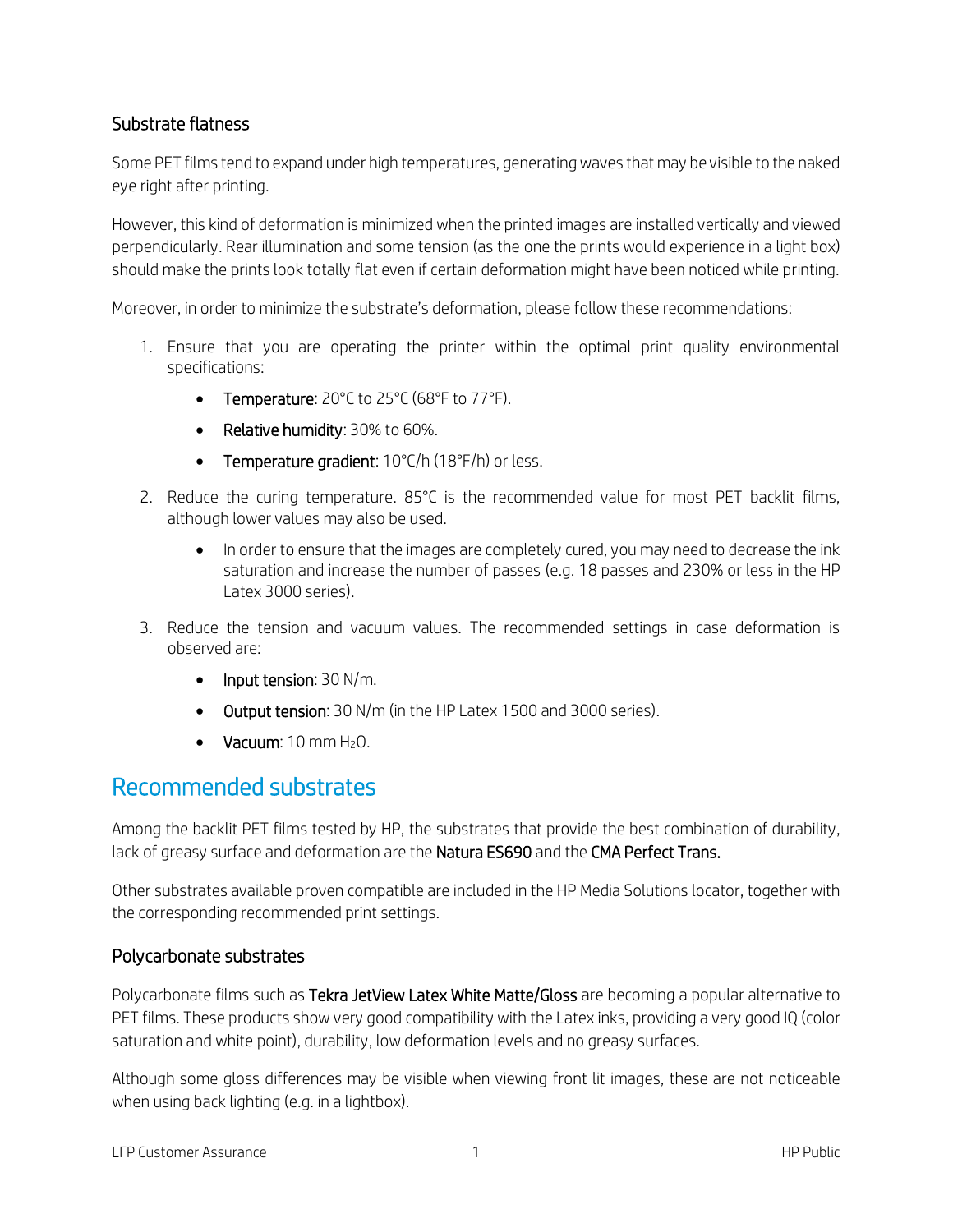### Substrate flatness

Some PET films tend to expand under high temperatures, generating waves that may be visible to the naked eye right after printing.

However, this kind of deformation is minimized when the printed images are installed vertically and viewed perpendicularly. Rear illumination and some tension (as the one the prints would experience in a light box) should make the prints look totally flat even if certain deformation might have been noticed while printing.

Moreover, in order to minimize the substrate's deformation, please follow these recommendations:

1. Ensure that you are operating the printer within the optimal print quality environmental specifications:
   - **Temperature**: 20°C to 25°C (68°F to 77°F).
   - **Relative humidity**: 30% to 60%.
   - **Temperature gradient**: 10°C/h (18°F/h) or less.
2. Reduce the curing temperature. 85°C is the recommended value for most PET backlit films, although lower values may also be used.
   - In order to ensure that the images are completely cured, you may need to decrease the ink saturation and increase the number of passes (e.g. 18 passes and 230% or less in the HP Latex 3000 series).
3. Reduce the tension and vacuum values. The recommended settings in case deformation is observed are:
   - **Input tension**: 30 N/m.
   - **Output tension**: 30 N/m (in the HP Latex 1500 and 3000 series).
   - **Vacuum**: 10 mm $H_2O$.

## Recommended substrates

Among the backlit PET films tested by HP, the substrates that provide the best combination of durability, lack of greasy surface and deformation are the **Natura ES690** and the **CMA Perfect Trans.**

Other substrates available proven compatible are included in the HP Media Solutions locator, together with the corresponding recommended print settings.

### Polycarbonate substrates

Polycarbonate films such as **Tekra JetView Latex White Matte/Gloss** are becoming a popular alternative to PET films. These products show very good compatibility with the Latex inks, providing a very good IQ (color saturation and white point), durability, low deformation levels and no greasy surfaces.

Although some gloss differences may be visible when viewing front lit images, these are not noticeable when using back lighting (e.g. in a lightbox).